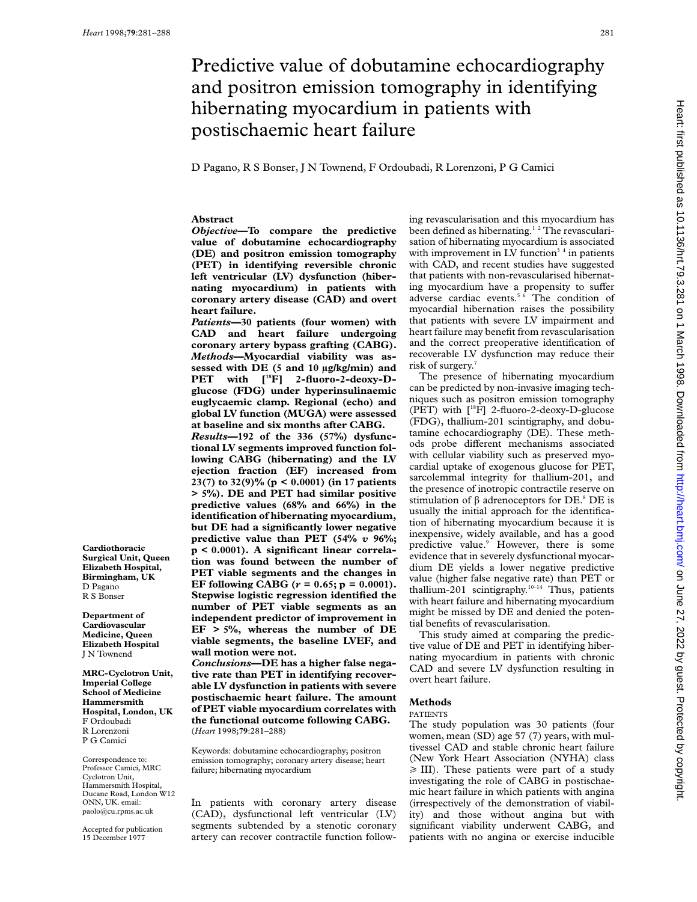# Predictive value of dobutamine echocardiography and positron emission tomography in identifying hibernating myocardium in patients with postischaemic heart failure

D Pagano, R S Bonser, J N Townend, F Ordoubadi, R Lorenzoni, P G Camici

**Cardiothoracic Surgical Unit, Queen Elizabeth Hospital, Birmingham, UK**
D Pagano
R S Bonser

**Department of Cardiovascular Medicine, Queen Elizabeth Hospital**
J N Townend

**MRC-Cyclotron Unit, Imperial College School of Medicine Hammersmith Hospital, London, UK**
F Ordoubadi
R Lorenzoni
P G Camici

Correspondence to: Professor Camici, MRC Cyclotron Unit, Hammersmith Hospital, Ducane Road, London W12 ONN, UK. email: paolo@cu.rpms.ac.uk

Accepted for publication 15 December 1977

## Abstract

***Objective*—To compare the predictive value of dobutamine echocardiography (DE) and positron emission tomography (PET) in identifying reversible chronic left ventricular (LV) dysfunction (hibernating myocardium) in patients with coronary artery disease (CAD) and overt heart failure.**

***Patients*—30 patients (four women) with CAD and heart failure undergoing coronary artery bypass grafting (CABG).**

***Methods*—Myocardial viability was assessed with DE (5 and 10 μg/kg/min) and PET with [$^{18}$F] 2-fluoro-2-deoxy-D-glucose (FDG) under hyperinsulinaemic euglycaemic clamp. Regional (echo) and global LV function (MUGA) were assessed at baseline and six months after CABG.**

***Results*—192 of the 336 (57%) dysfunctional LV segments improved function following CABG (hibernating) and the LV ejection fraction (EF) increased from 23(7) to 32(9)% ($p < 0.0001$) (in 17 patients > 5%). DE and PET had similar positive predictive values (68% and 66%) in the identification of hibernating myocardium, but DE had a significantly lower negative predictive value than PET (54% *v* 96%; $p < 0.0001$). A significant linear correlation was found between the number of PET viable segments and the changes in EF following CABG ($r = 0.65$; $p = 0.0001$). Stepwise logistic regression identified the number of PET viable segments as an independent predictor of improvement in EF > 5%, whereas the number of DE viable segments, the baseline LVEF, and wall motion were not.**

***Conclusions*—DE has a higher false negative rate than PET in identifying recoverable LV dysfunction in patients with severe postischaemic heart failure. The amount of PET viable myocardium correlates with the functional outcome following CABG.**

(*Heart* 1998;**79**:281–288)

Keywords: dobutamine echocardiography; positron emission tomography; coronary artery disease; heart failure; hibernating myocardium

In patients with coronary artery disease (CAD), dysfunctional left ventricular (LV) segments subtended by a stenotic coronary artery can recover contractile function following revascularisation and this myocardium has been defined as hibernating.[1 2] The revascularisation of hibernating myocardium is associated with improvement in LV function[3 4] in patients with CAD, and recent studies have suggested that patients with non-revascularised hibernating myocardium have a propensity to suffer adverse cardiac events.[5 6] The condition of myocardial hibernation raises the possibility that patients with severe LV impairment and heart failure may benefit from revascularisation and the correct preoperative identification of recoverable LV dysfunction may reduce their risk of surgery.[7]

The presence of hibernating myocardium can be predicted by non-invasive imaging techniques such as positron emission tomography (PET) with [$^{18}$F] 2-fluoro-2-deoxy-D-glucose (FDG), thallium-201 scintigraphy, and dobutamine echocardiography (DE). These methods probe different mechanisms associated with cellular viability such as preserved myocardial uptake of exogenous glucose for PET, sarcolemmal integrity for thallium-201, and the presence of inotropic contractile reserve on stimulation of β adrenoceptors for DE.[8] DE is usually the initial approach for the identification of hibernating myocardium because it is inexpensive, widely available, and has a good predictive value.[9] However, there is some evidence that in severely dysfunctional myocardium DE yields a lower negative predictive value (higher false negative rate) than PET or thallium-201 scintigraphy.[10–14] Thus, patients with heart failure and hibernating myocardium might be missed by DE and denied the potential benefits of revascularisation.

This study aimed at comparing the predictive value of DE and PET in identifying hibernating myocardium in patients with chronic CAD and severe LV dysfunction resulting in overt heart failure.

## Methods

### PATIENTS

The study population was 30 patients (four women, mean (SD) age 57 (7) years, with multivessel CAD and stable chronic heart failure (New York Heart Association (NYHA) class ≥ III). These patients were part of a study investigating the role of CABG in postischaemic heart failure in which patients with angina (irrespectively of the demonstration of viability) and those without angina but with significant viability underwent CABG, and patients with no angina or exercise inducible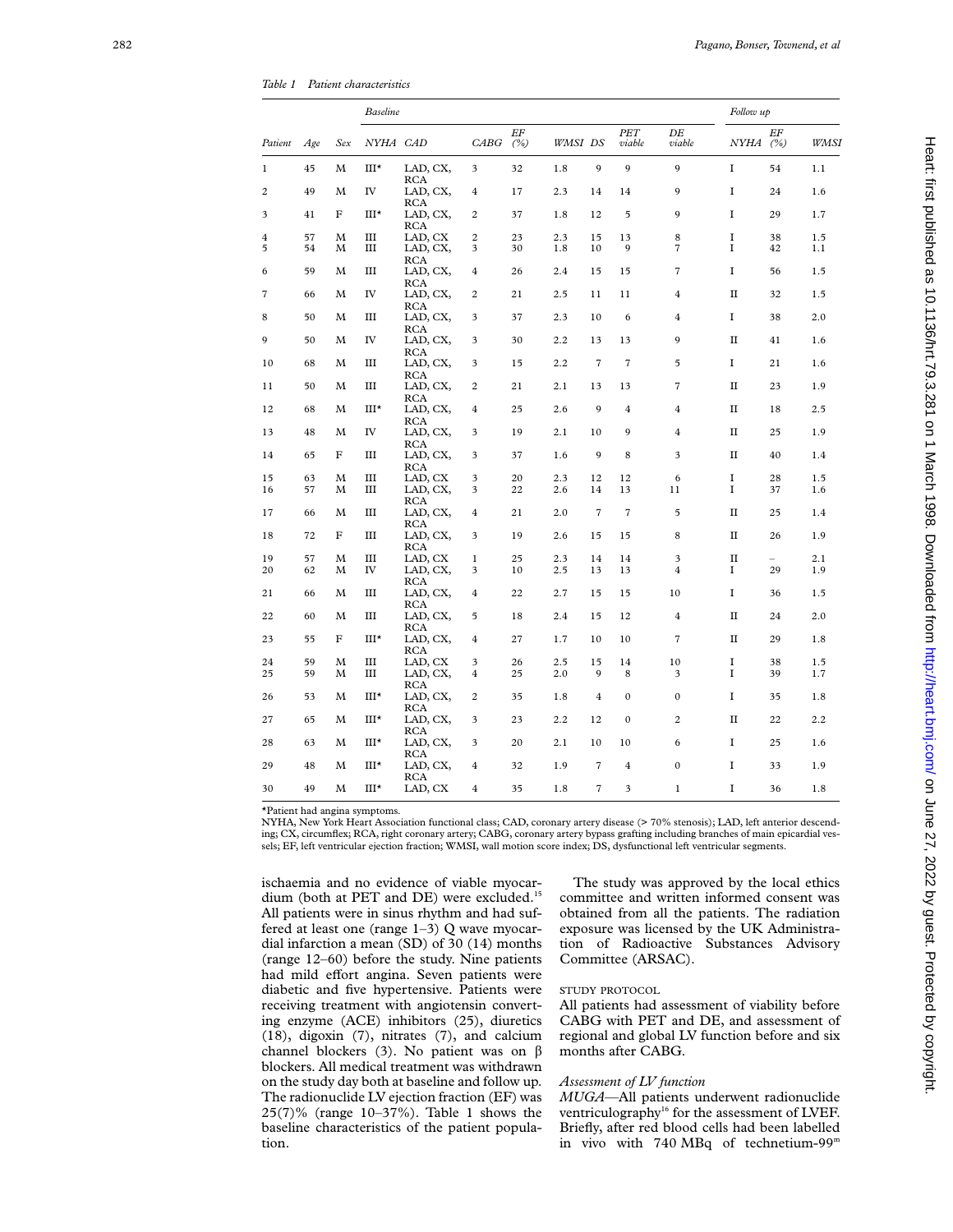*Table 1 Patient characteristics*

| | | | Baseline | | | | | | | | | Follow up | | |
|---|---|---|---|---|---|---|---|---|---|---|---|---|---|---|
| Patient | Age | Sex | NYHA | CAD | CABG | EF (%) | WMSI | DS | PET viable | DE viable | | NYHA | EF (%) | WMSI |
| 1 | 45 | M | III* | LAD, CX, RCA | 3 | 32 | 1.8 | 9 | 9 | 9 | | I | 54 | 1.1 |
| 2 | 49 | M | IV | LAD, CX, RCA | 4 | 17 | 2.3 | 14 | 14 | 9 | | I | 24 | 1.6 |
| 3 | 41 | F | III* | LAD, CX, RCA | 2 | 37 | 1.8 | 12 | 5 | 9 | | I | 29 | 1.7 |
| 4 | 57 | M | III | LAD, CX | 2 | 23 | 2.3 | 15 | 13 | 8 | | I | 38 | 1.5 |
| 5 | 54 | M | III | LAD, CX, RCA | 3 | 30 | 1.8 | 10 | 9 | 7 | | I | 42 | 1.1 |
| 6 | 59 | M | III | LAD, CX, RCA | 4 | 26 | 2.4 | 15 | 15 | 7 | | I | 56 | 1.5 |
| 7 | 66 | M | IV | LAD, CX, RCA | 2 | 21 | 2.5 | 11 | 11 | 4 | | II | 32 | 1.5 |
| 8 | 50 | M | III | LAD, CX, RCA | 3 | 37 | 2.3 | 10 | 6 | 4 | | I | 38 | 2.0 |
| 9 | 50 | M | IV | LAD, CX, RCA | 3 | 30 | 2.2 | 13 | 13 | 9 | | II | 41 | 1.6 |
| 10 | 68 | M | III | LAD, CX, RCA | 3 | 15 | 2.2 | 7 | 7 | 5 | | I | 21 | 1.6 |
| 11 | 50 | M | III | LAD, CX, RCA | 2 | 21 | 2.1 | 13 | 13 | 7 | | II | 23 | 1.9 |
| 12 | 68 | M | III* | LAD, CX, RCA | 4 | 25 | 2.6 | 9 | 4 | 4 | | II | 18 | 2.5 |
| 13 | 48 | M | IV | LAD, CX, RCA | 3 | 19 | 2.1 | 10 | 9 | 4 | | II | 25 | 1.9 |
| 14 | 65 | F | III | LAD, CX, RCA | 3 | 37 | 1.6 | 9 | 8 | 3 | | II | 40 | 1.4 |
| 15 | 63 | M | III | LAD, CX | 3 | 20 | 2.3 | 12 | 12 | 6 | | I | 28 | 1.5 |
| 16 | 57 | M | III | LAD, CX, RCA | 3 | 22 | 2.6 | 14 | 13 | 11 | | I | 37 | 1.6 |
| 17 | 66 | M | III | LAD, CX, RCA | 4 | 21 | 2.0 | 7 | 7 | 5 | | II | 25 | 1.4 |
| 18 | 72 | F | III | LAD, CX, RCA | 3 | 19 | 2.6 | 15 | 15 | 8 | | II | 26 | 1.9 |
| 19 | 57 | M | III | LAD, CX | 1 | 25 | 2.3 | 14 | 14 | 3 | | II | – | 2.1 |
| 20 | 62 | M | IV | LAD, CX, RCA | 3 | 10 | 2.5 | 13 | 13 | 4 | | I | 29 | 1.9 |
| 21 | 66 | M | III | LAD, CX, RCA | 4 | 22 | 2.7 | 15 | 15 | 10 | | I | 36 | 1.5 |
| 22 | 60 | M | III | LAD, CX, RCA | 5 | 18 | 2.4 | 15 | 12 | 4 | | II | 24 | 2.0 |
| 23 | 55 | F | III* | LAD, CX, RCA | 4 | 27 | 1.7 | 10 | 10 | 7 | | II | 29 | 1.8 |
| 24 | 59 | M | III | LAD, CX | 3 | 26 | 2.5 | 15 | 14 | 10 | | I | 38 | 1.5 |
| 25 | 59 | M | III | LAD, CX, RCA | 4 | 25 | 2.0 | 9 | 8 | 3 | | I | 39 | 1.7 |
| 26 | 53 | M | III* | LAD, CX, RCA | 2 | 35 | 1.8 | 4 | 0 | 0 | | I | 35 | 1.8 |
| 27 | 65 | M | III* | LAD, CX, RCA | 3 | 23 | 2.2 | 12 | 0 | 2 | | II | 22 | 2.2 |
| 28 | 63 | M | III* | LAD, CX, RCA | 3 | 20 | 2.1 | 10 | 10 | 6 | | I | 25 | 1.6 |
| 29 | 48 | M | III* | LAD, CX, RCA | 4 | 32 | 1.9 | 7 | 4 | 0 | | I | 33 | 1.9 |
| 30 | 49 | M | III* | LAD, CX | 4 | 35 | 1.8 | 7 | 3 | 1 | | I | 36 | 1.8 |

*Patient had angina symptoms.
NYHA, New York Heart Association functional class; CAD, coronary artery disease (> 70% stenosis); LAD, left anterior descending; CX, circumflex; RCA, right coronary artery; CABG, coronary artery bypass grafting including branches of main epicardial vessels; EF, left ventricular ejection fraction; WMSI, wall motion score index; DS, dysfunctional left ventricular segments.

ischaemia and no evidence of viable myocardium (both at PET and DE) were excluded.[15] All patients were in sinus rhythm and had suffered at least one (range 1–3) Q wave myocardial infarction a mean (SD) of 30 (14) months (range 12–60) before the study. Nine patients had mild effort angina. Seven patients were diabetic and five hypertensive. Patients were receiving treatment with angiotensin converting enzyme (ACE) inhibitors (25), diuretics (18), digoxin (7), nitrates (7), and calcium channel blockers (3). No patient was on β blockers. All medical treatment was withdrawn on the study day both at baseline and follow up. The radionuclide LV ejection fraction (EF) was 25(7)% (range 10–37%). Table 1 shows the baseline characteristics of the patient population.

The study was approved by the local ethics committee and written informed consent was obtained from all the patients. The radiation exposure was licensed by the UK Administration of Radioactive Substances Advisory Committee (ARSAC).

### STUDY PROTOCOL

All patients had assessment of viability before CABG with PET and DE, and assessment of regional and global LV function before and six months after CABG.

#### *Assessment of LV function*

*MUGA*—All patients underwent radionuclide ventriculography[16] for the assessment of LVEF. Briefly, after red blood cells had been labelled in vivo with 740 MBq of technetium-99$^m$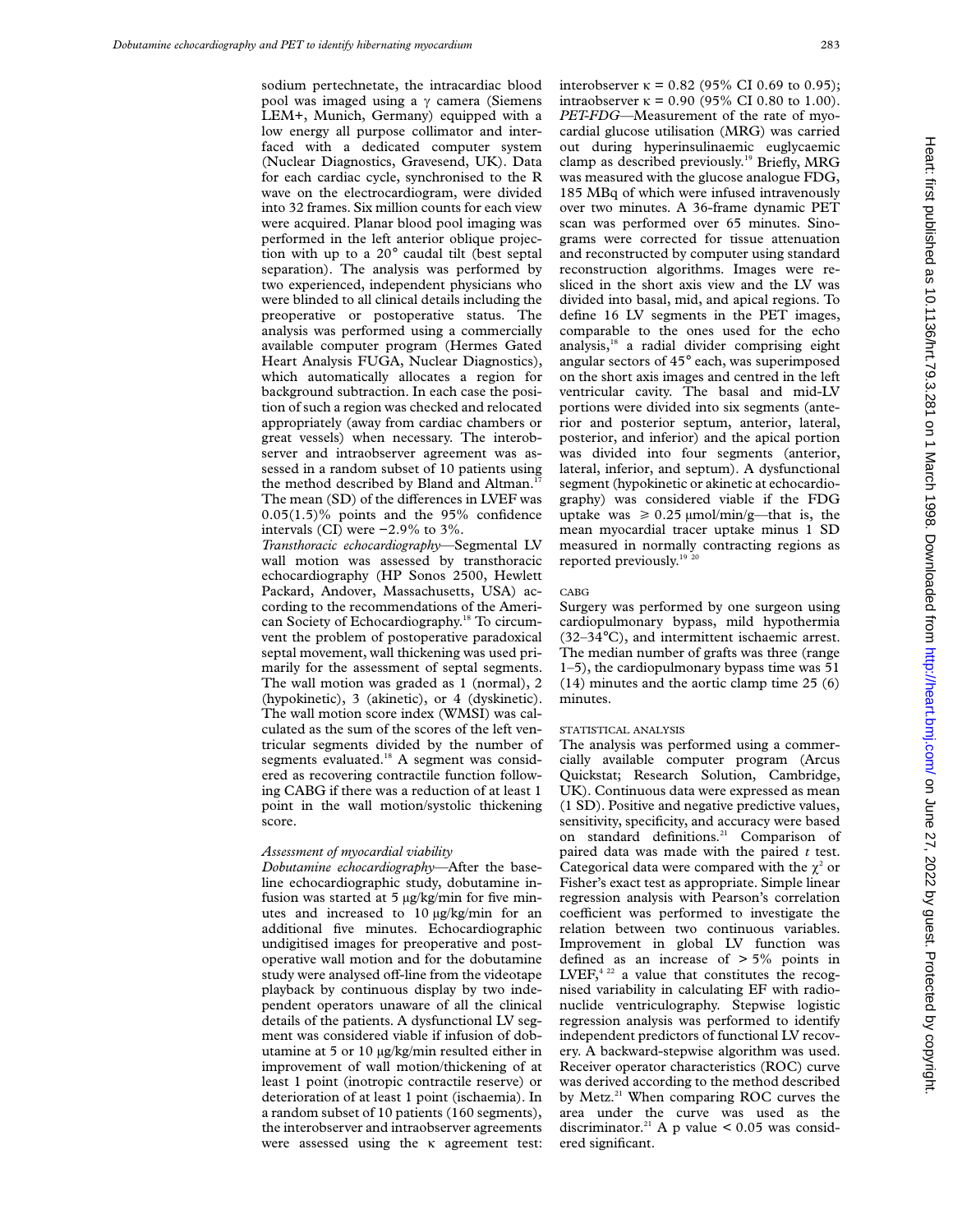sodium pertechnetate, the intracardiac blood pool was imaged using a $\gamma$ camera (Siemens LEM+, Munich, Germany) equipped with a low energy all purpose collimator and interfaced with a dedicated computer system (Nuclear Diagnostics, Gravesend, UK). Data for each cardiac cycle, synchronised to the R wave on the electrocardiogram, were divided into 32 frames. Six million counts for each view were acquired. Planar blood pool imaging was performed in the left anterior oblique projection with up to a 20° caudal tilt (best septal separation). The analysis was performed by two experienced, independent physicians who were blinded to all clinical details including the preoperative or postoperative status. The analysis was performed using a commercially available computer program (Hermes Gated Heart Analysis FUGA, Nuclear Diagnostics), which automatically allocates a region for background subtraction. In each case the position of such a region was checked and relocated appropriately (away from cardiac chambers or great vessels) when necessary. The interobserver and intraobserver agreement was assessed in a random subset of 10 patients using the method described by Bland and Altman.[17] The mean (SD) of the differences in LVEF was 0.05(1.5)% points and the 95% confidence intervals (CI) were −2.9% to 3%.

*Transthoracic echocardiography*—Segmental LV wall motion was assessed by transthoracic echocardiography (HP Sonos 2500, Hewlett Packard, Andover, Massachusetts, USA) according to the recommendations of the American Society of Echocardiography.[18] To circumvent the problem of postoperative paradoxical septal movement, wall thickening was used primarily for the assessment of septal segments. The wall motion was graded as 1 (normal), 2 (hypokinetic), 3 (akinetic), or 4 (dyskinetic). The wall motion score index (WMSI) was calculated as the sum of the scores of the left ventricular segments divided by the number of segments evaluated.[18] A segment was considered as recovering contractile function following CABG if there was a reduction of at least 1 point in the wall motion/systolic thickening score.

### *Assessment of myocardial viability*

*Dobutamine echocardiography*—After the baseline echocardiographic study, dobutamine infusion was started at 5 μg/kg/min for five minutes and increased to 10 μg/kg/min for an additional five minutes. Echocardiographic undigitised images for preoperative and postoperative wall motion and for the dobutamine study were analysed off-line from the videotape playback by continuous display by two independent operators unaware of all the clinical details of the patients. A dysfunctional LV segment was considered viable if infusion of dobutamine at 5 or 10 μg/kg/min resulted either in improvement of wall motion/thickening of at least 1 point (inotropic contractile reserve) or deterioration of at least 1 point (ischaemia). In a random subset of 10 patients (160 segments), the interobserver and intraobserver agreements were assessed using the $\kappa$ agreement test: interobserver $\kappa$ = 0.82 (95% CI 0.69 to 0.95); intraobserver $\kappa$ = 0.90 (95% CI 0.80 to 1.00).

*PET-FDG*—Measurement of the rate of myocardial glucose utilisation (MRG) was carried out during hyperinsulinaemic euglycaemic clamp as described previously.[19] Briefly, MRG was measured with the glucose analogue FDG, 185 MBq of which were infused intravenously over two minutes. A 36-frame dynamic PET scan was performed over 65 minutes. Sinograms were corrected for tissue attenuation and reconstructed by computer using standard reconstruction algorithms. Images were resliced in the short axis view and the LV was divided into basal, mid, and apical regions. To define 16 LV segments in the PET images, comparable to the ones used for the echo analysis,[18] a radial divider comprising eight angular sectors of 45° each, was superimposed on the short axis images and centred in the left ventricular cavity. The basal and mid-LV portions were divided into six segments (anterior and posterior septum, anterior, lateral, posterior, and inferior) and the apical portion was divided into four segments (anterior, lateral, inferior, and septum). A dysfunctional segment (hypokinetic or akinetic at echocardiography) was considered viable if the FDG uptake was $\geqslant$ 0.25 μmol/min/g—that is, the mean myocardial tracer uptake minus 1 SD measured in normally contracting regions as reported previously.[19 20]

## CABG

Surgery was performed by one surgeon using cardiopulmonary bypass, mild hypothermia (32–34°C), and intermittent ischaemic arrest. The median number of grafts was three (range 1–5), the cardiopulmonary bypass time was 51 (14) minutes and the aortic clamp time 25 (6) minutes.

## STATISTICAL ANALYSIS

The analysis was performed using a commercially available computer program (Arcus Quickstat; Research Solution, Cambridge, UK). Continuous data were expressed as mean (1 SD). Positive and negative predictive values, sensitivity, specificity, and accuracy were based on standard definitions.[21] Comparison of paired data was made with the paired *t* test. Categorical data were compared with the $\chi^2$ or Fisher's exact test as appropriate. Simple linear regression analysis with Pearson's correlation coefficient was performed to investigate the relation between two continuous variables. Improvement in global LV function was defined as an increase of > 5% points in LVEF,[4 22] a value that constitutes the recognised variability in calculating EF with radionuclide ventriculography. Stepwise logistic regression analysis was performed to identify independent predictors of functional LV recovery. A backward-stepwise algorithm was used. Receiver operator characteristics (ROC) curve was derived according to the method described by Metz.[21] When comparing ROC curves the area under the curve was used as the discriminator.[21] A p value < 0.05 was considered significant.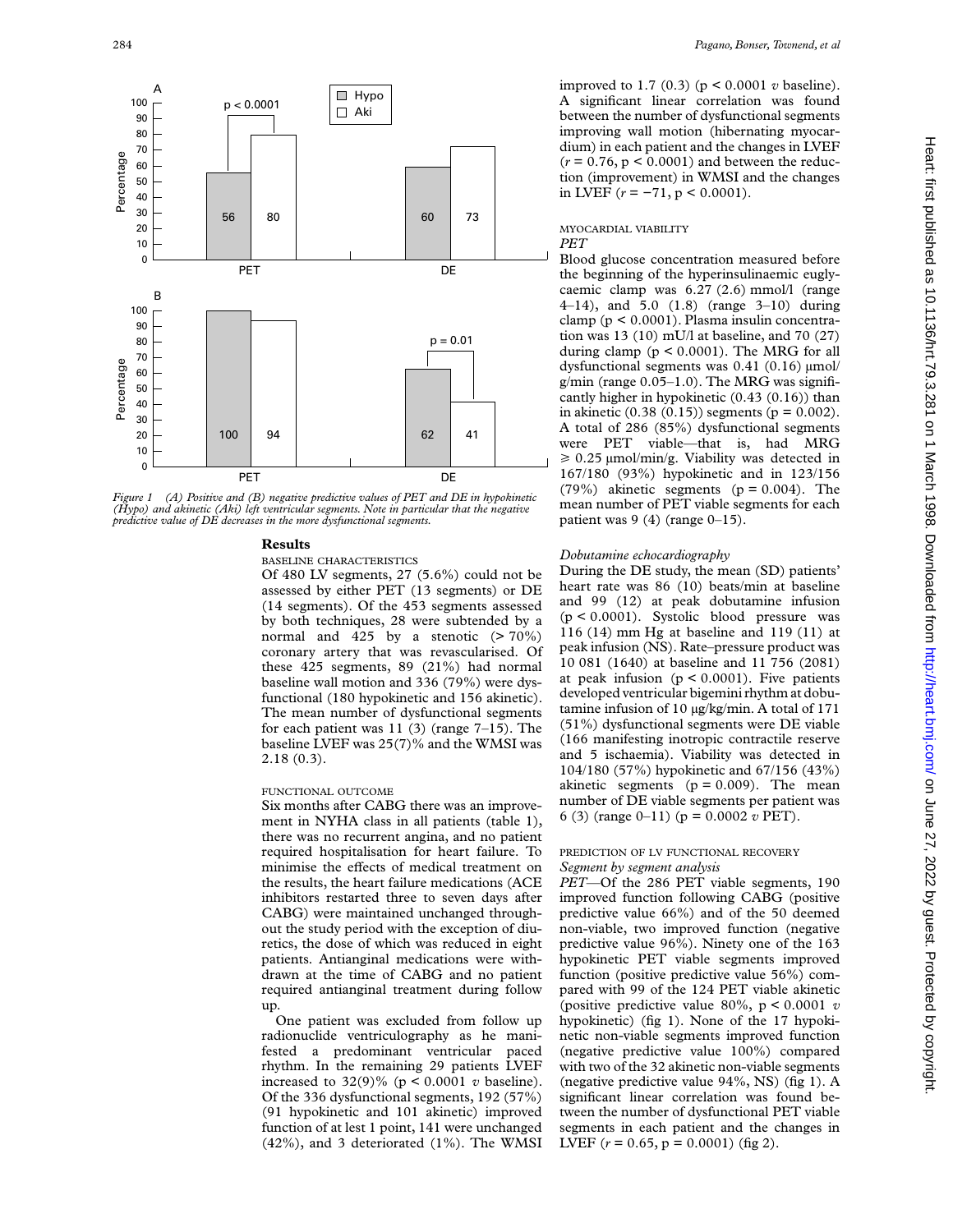Figure 1 (A) Positive and (B) negative predictive values of PET and DE in hypokinetic (Hypo) and akinetic (Aki) left ventricular segments. Note in particular that the negative predictive value of DE decreases in the more dysfunctional segments.

## Results

BASELINE CHARACTERISTICS

Of 480 LV segments, 27 (5.6%) could not be assessed by either PET (13 segments) or DE (14 segments). Of the 453 segments assessed by both techniques, 28 were subtended by a normal and 425 by a stenotic (> 70%) coronary artery that was revascularised. Of these 425 segments, 89 (21%) had normal baseline wall motion and 336 (79%) were dysfunctional (180 hypokinetic and 156 akinetic). The mean number of dysfunctional segments for each patient was 11 (3) (range 7–15). The baseline LVEF was 25(7)% and the WMSI was 2.18 (0.3).

FUNCTIONAL OUTCOME

Six months after CABG there was an improvement in NYHA class in all patients (table 1), there was no recurrent angina, and no patient required hospitalisation for heart failure. To minimise the effects of medical treatment on the results, the heart failure medications (ACE inhibitors restarted three to seven days after CABG) were maintained unchanged throughout the study period with the exception of diuretics, the dose of which was reduced in eight patients. Antianginal medications were withdrawn at the time of CABG and no patient required antianginal treatment during follow up.

One patient was excluded from follow up radionuclide ventriculography as he manifested a predominant ventricular paced rhythm. In the remaining 29 patients LVEF increased to 32(9)% ($p < 0.0001$ *v* baseline). Of the 336 dysfunctional segments, 192 (57%) (91 hypokinetic and 101 akinetic) improved function of at lest 1 point, 141 were unchanged (42%), and 3 deteriorated (1%). The WMSI improved to 1.7 (0.3) ($p < 0.0001$ *v* baseline). A significant linear correlation was found between the number of dysfunctional segments improving wall motion (hibernating myocardium) in each patient and the changes in LVEF ($r = 0.76$, $p < 0.0001$) and between the reduction (improvement) in WMSI and the changes in LVEF ($r = -71$, $p < 0.0001$).

MYOCARDIAL VIABILITY

*PET*

Blood glucose concentration measured before the beginning of the hyperinsulinaemic euglycaemic clamp was 6.27 (2.6) mmol/l (range 4–14), and 5.0 (1.8) (range 3–10) during clamp ($p < 0.0001$). Plasma insulin concentration was 13 (10) mU/l at baseline, and 70 (27) during clamp ($p < 0.0001$). The MRG for all dysfunctional segments was 0.41 (0.16) µmol/g/min (range 0.05–1.0). The MRG was significantly higher in hypokinetic (0.43 (0.16)) than in akinetic (0.38 (0.15)) segments ($p = 0.002$). A total of 286 (85%) dysfunctional segments were PET viable—that is, had MRG $\geq 0.25$ µmol/min/g. Viability was detected in 167/180 (93%) hypokinetic and in 123/156 (79%) akinetic segments ($p = 0.004$). The mean number of PET viable segments for each patient was 9 (4) (range 0–15).

*Dobutamine echocardiography*

During the DE study, the mean (SD) patients' heart rate was 86 (10) beats/min at baseline and 99 (12) at peak dobutamine infusion ($p < 0.0001$). Systolic blood pressure was 116 (14) mm Hg at baseline and 119 (11) at peak infusion (NS). Rate–pressure product was 10 081 (1640) at baseline and 11 756 (2081) at peak infusion ($p < 0.0001$). Five patients developed ventricular bigemini rhythm at dobutamine infusion of 10 µg/kg/min. A total of 171 (51%) dysfunctional segments were DE viable (166 manifesting inotropic contractile reserve and 5 ischaemia). Viability was detected in 104/180 (57%) hypokinetic and 67/156 (43%) akinetic segments ($p = 0.009$). The mean number of DE viable segments per patient was 6 (3) (range 0–11) ($p = 0.0002$ *v* PET).

PREDICTION OF LV FUNCTIONAL RECOVERY

*Segment by segment analysis*

*PET*—Of the 286 PET viable segments, 190 improved function following CABG (positive predictive value 66%) and of the 50 deemed non-viable, two improved function (negative predictive value 96%). Ninety one of the 163 hypokinetic PET viable segments improved function (positive predictive value 56%) compared with 99 of the 124 PET viable akinetic (positive predictive value 80%, $p < 0.0001$ *v* hypokinetic) (fig 1). None of the 17 hypokinetic non-viable segments improved function (negative predictive value 100%) compared with two of the 32 akinetic non-viable segments (negative predictive value 94%, NS) (fig 1). A significant linear correlation was found between the number of dysfunctional PET viable segments in each patient and the changes in LVEF ($r = 0.65$, $p = 0.0001$) (fig 2).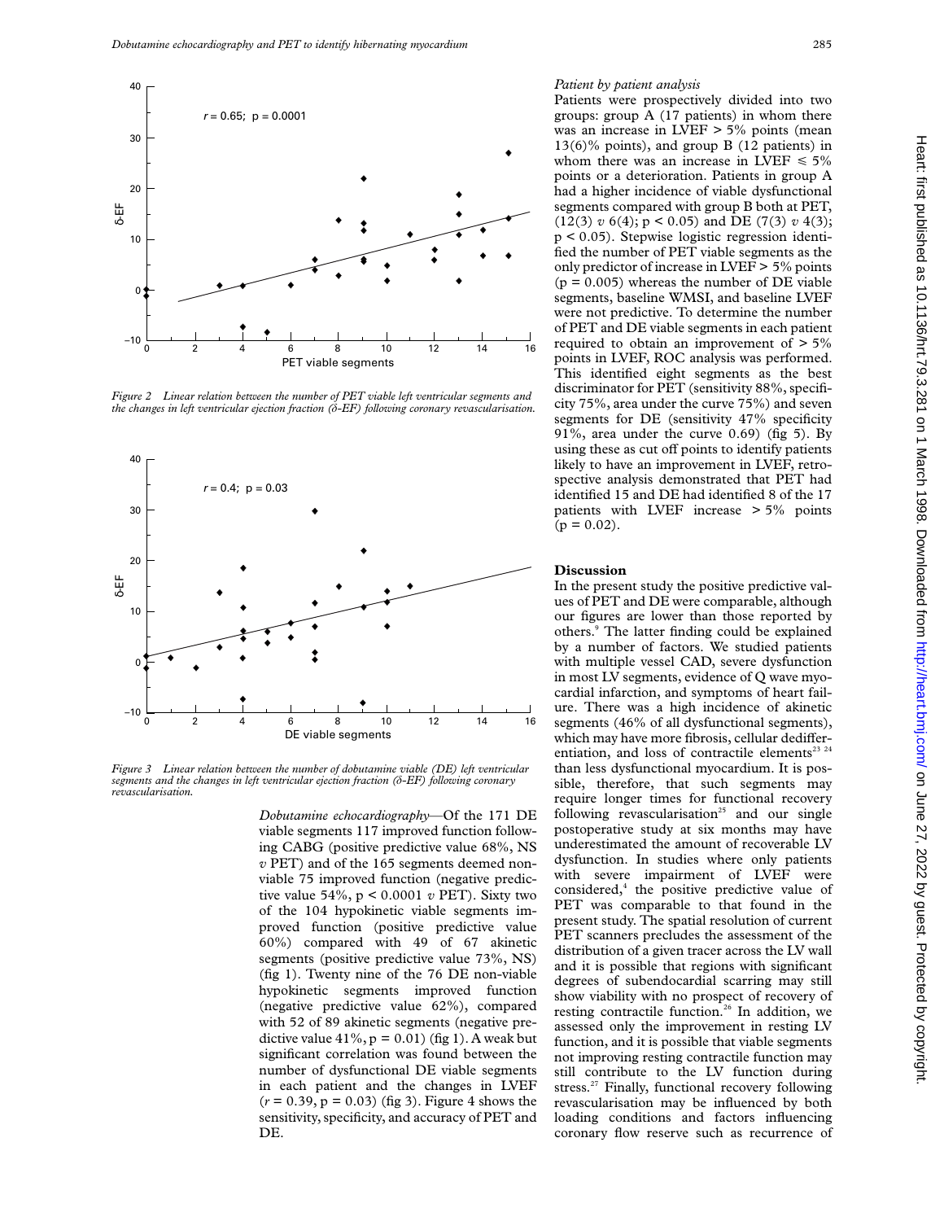*Figure 2 Linear relation between the number of PET viable left ventricular segments and the changes in left ventricular ejection fraction (δ-EF) following coronary revascularisation.*

*Figure 3 Linear relation between the number of dobutamine viable (DE) left ventricular segments and the changes in left ventricular ejection fraction (δ-EF) following coronary revascularisation.*

*Dobutamine echocardiography*—Of the 171 DE viable segments 117 improved function following CABG (positive predictive value 68%, NS *v* PET) and of the 165 segments deemed nonviable 75 improved function (negative predictive value 54%, $p < 0.0001$ *v* PET). Sixty two of the 104 hypokinetic viable segments improved function (positive predictive value 60%) compared with 49 of 67 akinetic segments (positive predictive value 73%, NS) (fig 1). Twenty nine of the 76 DE non-viable hypokinetic segments improved function (negative predictive value 62%), compared with 52 of 89 akinetic segments (negative predictive value 41%, $p = 0.01$) (fig 1). A weak but significant correlation was found between the number of dysfunctional DE viable segments in each patient and the changes in LVEF ($r = 0.39$, $p = 0.03$) (fig 3). Figure 4 shows the sensitivity, specificity, and accuracy of PET and DE.

*Patient by patient analysis*

Patients were prospectively divided into two groups: group A (17 patients) in whom there was an increase in LVEF > 5% points (mean 13(6)% points), and group B (12 patients) in whom there was an increase in LVEF ≤ 5% points or a deterioration. Patients in group A had a higher incidence of viable dysfunctional segments compared with group B both at PET, (12(3) *v* 6(4); $p < 0.05$) and DE (7(3) *v* 4(3); $p < 0.05$). Stepwise logistic regression identified the number of PET viable segments as the only predictor of increase in LVEF > 5% points ($p = 0.005$) whereas the number of DE viable segments, baseline WMSI, and baseline LVEF were not predictive. To determine the number of PET and DE viable segments in each patient required to obtain an improvement of > 5% points in LVEF, ROC analysis was performed. This identified eight segments as the best discriminator for PET (sensitivity 88%, specificity 75%, area under the curve 75%) and seven segments for DE (sensitivity 47% specificity 91%, area under the curve 0.69) (fig 5). By using these as cut off points to identify patients likely to have an improvement in LVEF, retrospective analysis demonstrated that PET had identified 15 and DE had identified 8 of the 17 patients with LVEF increase > 5% points ($p = 0.02$).

## Discussion

In the present study the positive predictive values of PET and DE were comparable, although our figures are lower than those reported by others.[9] The latter finding could be explained by a number of factors. We studied patients with multiple vessel CAD, severe dysfunction in most LV segments, evidence of Q wave myocardial infarction, and symptoms of heart failure. There was a high incidence of akinetic segments (46% of all dysfunctional segments), which may have more fibrosis, cellular dedifferentiation, and loss of contractile elements[23 24] than less dysfunctional myocardium. It is possible, therefore, that such segments may require longer times for functional recovery following revascularisation[25] and our single postoperative study at six months may have underestimated the amount of recoverable LV dysfunction. In studies where only patients with severe impairment of LVEF were considered,[4] the positive predictive value of PET was comparable to that found in the present study. The spatial resolution of current PET scanners precludes the assessment of the distribution of a given tracer across the LV wall and it is possible that regions with significant degrees of subendocardial scarring may still show viability with no prospect of recovery of resting contractile function.[26] In addition, we assessed only the improvement in resting LV function, and it is possible that viable segments not improving resting contractile function may still contribute to the LV function during stress.[27] Finally, functional recovery following revascularisation may be influenced by both loading conditions and factors influencing coronary flow reserve such as recurrence of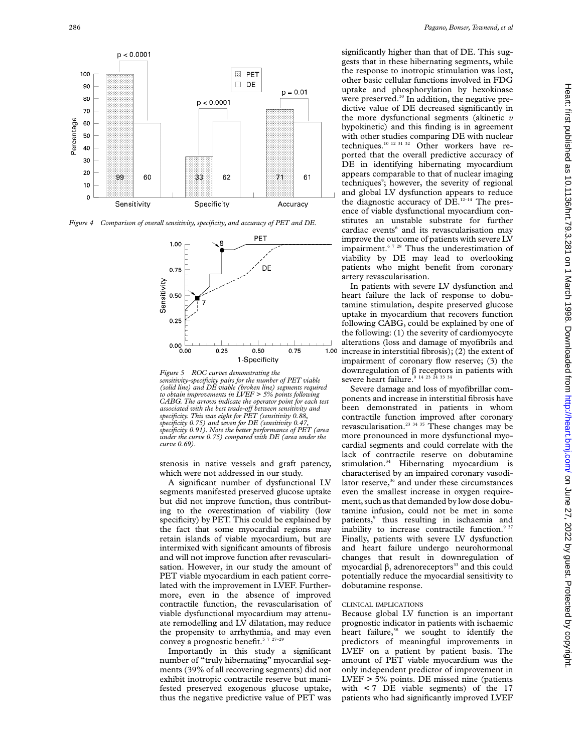Figure 4 Comparison of overall sensitivity, specificity, and accuracy of PET and DE.

Figure 5 ROC curves demonstrating the sensitivity-specificity pairs for the number of PET viable (solid line) and DE viable (broken line) segments required to obtain improvements in LVEF > 5% points following CABG. The arrows indicate the operator point for each test associated with the best trade-off between sensitivity and specificity. This was eight for PET (sensitivity 0.88, specificity 0.75) and seven for DE (sensitivity 0.47, specificity 0.91). Note the better performance of PET (area under the curve 0.75) compared with DE (area under the curve 0.69).

stenosis in native vessels and graft patency, which were not addressed in our study.

A significant number of dysfunctional LV segments manifested preserved glucose uptake but did not improve function, thus contributing to the overestimation of viability (low specificity) by PET. This could be explained by the fact that some myocardial regions may retain islands of viable myocardium, but are intermixed with significant amounts of fibrosis and will not improve function after revascularisation. However, in our study the amount of PET viable myocardium in each patient correlated with the improvement in LVEF. Furthermore, even in the absence of improved contractile function, the revascularisation of viable dysfunctional myocardium may attenuate remodelling and LV dilatation, may reduce the propensity to arrhythmia, and may even convey a prognostic benefit.[5 7 27–29]

Importantly in this study a significant number of "truly hibernating" myocardial segments (39% of all recovering segments) did not exhibit inotropic contractile reserve but manifested preserved exogenous glucose uptake, thus the negative predictive value of PET was significantly higher than that of DE. This suggests that in these hibernating segments, while the response to inotropic stimulation was lost, other basic cellular functions involved in FDG uptake and phosphorylation by hexokinase were preserved.[30] In addition, the negative predictive value of DE decreased significantly in the more dysfunctional segments (akinetic *v* hypokinetic) and this finding is in agreement with other studies comparing DE with nuclear techniques.[10 12 31 32] Other workers have reported that the overall predictive accuracy of DE in identifying hibernating myocardium appears comparable to that of nuclear imaging techniques[9]; however, the severity of regional and global LV dysfunction appears to reduce the diagnostic accuracy of DE.[12–14] The presence of viable dysfunctional myocardium constitutes an unstable substrate for further cardiac events[6] and its revascularisation may improve the outcome of patients with severe LV impairment.[6 7 28] Thus the underestimation of viability by DE may lead to overlooking patients who might benefit from coronary artery revascularisation.

In patients with severe LV dysfunction and heart failure the lack of response to dobutamine stimulation, despite preserved glucose uptake in myocardium that recovers function following CABG, could be explained by one of the following: (1) the severity of cardiomyocyte alterations (loss and damage of myofibrils and increase in interstitial fibrosis); (2) the extent of impairment of coronary flow reserve; (3) the downregulation of β receptors in patients with severe heart failure.[9 14 23 24 33 34]

Severe damage and loss of myofibrillar components and increase in interstitial fibrosis have been demonstrated in patients in whom contractile function improved after coronary revascularisation.[23 34 35] These changes may be more pronounced in more dysfunctional myocardial segments and could correlate with the lack of contractile reserve on dobutamine stimulation.[34] Hibernating myocardium is characterised by an impaired coronary vasodilator reserve,[36] and under these circumstances even the smallest increase in oxygen requirement, such as that demanded by low dose dobutamine infusion, could not be met in some patients,[9] thus resulting in ischaemia and inability to increase contractile function.[9 37] Finally, patients with severe LV dysfunction and heart failure undergo neurohormonal changes that result in downregulation of myocardial $\beta_1$ adrenoreceptors[33] and this could potentially reduce the myocardial sensitivity to dobutamine response.

### CLINICAL IMPLICATIONS

Because global LV function is an important prognostic indicator in patients with ischaemic heart failure,[38] we sought to identify the predictors of meaningful improvements in LVEF on a patient by patient basis. The amount of PET viable myocardium was the only independent predictor of improvement in LVEF > 5% points. DE missed nine (patients with < 7 DE viable segments) of the 17 patients who had significantly improved LVEF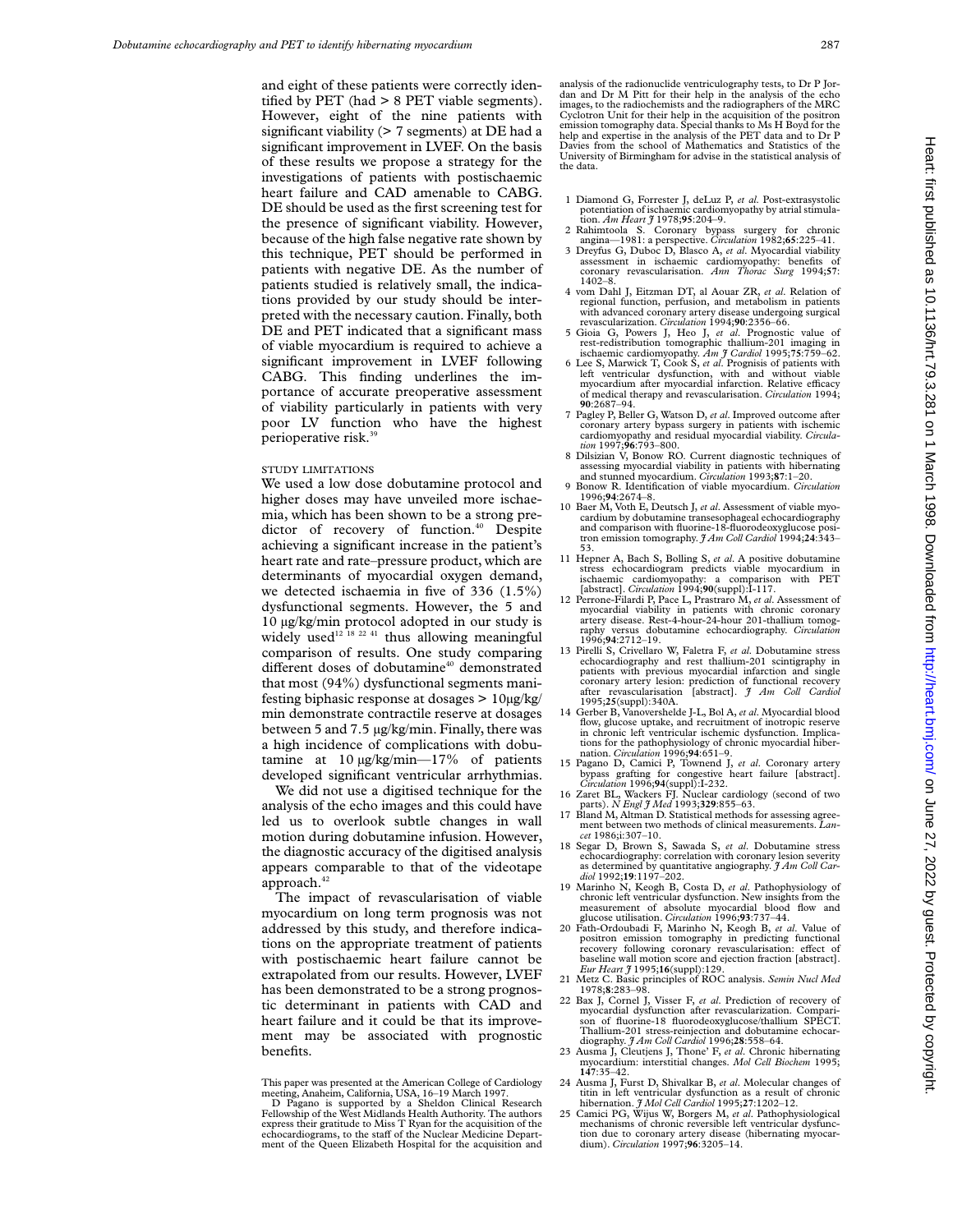and eight of these patients were correctly identified by PET (had > 8 PET viable segments). However, eight of the nine patients with significant viability (> 7 segments) at DE had a significant improvement in LVEF. On the basis of these results we propose a strategy for the investigations of patients with postischaemic heart failure and CAD amenable to CABG. DE should be used as the first screening test for the presence of significant viability. However, because of the high false negative rate shown by this technique, PET should be performed in patients with negative DE. As the number of patients studied is relatively small, the indications provided by our study should be interpreted with the necessary caution. Finally, both DE and PET indicated that a significant mass of viable myocardium is required to achieve a significant improvement in LVEF following CABG. This finding underlines the importance of accurate preoperative assessment of viability particularly in patients with very poor LV function who have the highest perioperative risk.[39]

### STUDY LIMITATIONS

We used a low dose dobutamine protocol and higher doses may have unveiled more ischaemia, which has been shown to be a strong predictor of recovery of function.[40] Despite achieving a significant increase in the patient's heart rate and rate–pressure product, which are determinants of myocardial oxygen demand, we detected ischaemia in five of 336 (1.5%) dysfunctional segments. However, the 5 and 10 μg/kg/min protocol adopted in our study is widely used[12 18 22 41] thus allowing meaningful comparison of results. One study comparing different doses of dobutamine[40] demonstrated that most (94%) dysfunctional segments manifesting biphasic response at dosages > 10μg/kg/min demonstrate contractile reserve at dosages between 5 and 7.5 μg/kg/min. Finally, there was a high incidence of complications with dobutamine at 10 μg/kg/min—17% of patients developed significant ventricular arrhythmias.

We did not use a digitised technique for the analysis of the echo images and this could have led us to overlook subtle changes in wall motion during dobutamine infusion. However, the diagnostic accuracy of the digitised analysis appears comparable to that of the videotape approach.[42]

The impact of revascularisation of viable myocardium on long term prognosis was not addressed by this study, and therefore indications on the appropriate treatment of patients with postischaemic heart failure cannot be extrapolated from our results. However, LVEF has been demonstrated to be a strong prognostic determinant in patients with CAD and heart failure and it could be that its improvement may be associated with prognostic benefits.

This paper was presented at the American College of Cardiology meeting, Anaheim, California, USA, 16–19 March 1997.

D Pagano is supported by a Sheldon Clinical Research Fellowship of the West Midlands Health Authority. The authors express their gratitude to Miss T Ryan for the acquisition of the echocardiograms, to the staff of the Nuclear Medicine Department of the Queen Elizabeth Hospital for the acquisition and analysis of the radionuclide ventriculography tests, to Dr P Jordan and Dr M Pitt for their help in the analysis of the echo images, to the radiochemists and the radiographers of the MRC Cyclotron Unit for their help in the acquisition of the positron emission tomography data. Special thanks to Ms H Boyd for the help and expertise in the analysis of the PET data and to Dr P Davies from the school of Mathematics and Statistics of the University of Birmingham for advise in the statistical analysis of the data.

1. Diamond G, Forrester J, deLuz P, *et al*. Post-extrasystolic potentiation of ischaemic cardiomyopathy by atrial stimulation. *Am Heart J* 1978;**95**:204–9.
2. Rahimtoola S. Coronary bypass surgery for chronic angina—1981: a perspective. *Circulation* 1982;**65**:225–41.
3. Dreyfus G, Duboc D, Blasco A, *et al*. Myocardial viability assessment in ischaemic cardiomyopathy: benefits of coronary revascularisation. *Ann Thorac Surg* 1994;**57**:1402–8.
4. vom Dahl J, Eitzman DT, al Aouar ZR, *et al*. Relation of regional function, perfusion, and metabolism in patients with advanced coronary artery disease undergoing surgical revascularization. *Circulation* 1994;**90**:2356–66.
5. Gioia G, Powers J, Heo J, *et al*. Prognostic value of rest-redistribution tomographic thallium-201 imaging in ischaemic cardiomyopathy. *Am J Cardiol* 1995;**75**:759–62.
6. Lee S, Marwick T, Cook S, *et al*. Prognosis of patients with left ventricular dysfunction, with and without viable myocardium after myocardial infarction. Relative efficacy of medical therapy and revascularisation. *Circulation* 1994;**90**:2687–94.
7. Pagley P, Beller G, Watson D, *et al*. Improved outcome after coronary artery bypass surgery in patients with ischemic cardiomyopathy and residual myocardial viability. *Circulation* 1997;**96**:793–800.
8. Dilsizian V, Bonow RO. Current diagnostic techniques of assessing myocardial viability in patients with hibernating and stunned myocardium. *Circulation* 1993;**87**:1–20.
9. Bonow R. Identification of viable myocardium. *Circulation* 1996;**94**:2674–8.
10. Baer M, Voth E, Deutsch J, *et al*. Assessment of viable myocardium by dobutamine transesophageal echocardiography and comparison with fluorine-18-fluorodeoxyglucose positron emission tomography. *J Am Coll Cardiol* 1994;**24**:343–53.
11. Hepner A, Bach S, Bolling S, *et al*. A positive dobutamine stress echocardiogram predicts viable myocardium in ischaemic cardiomyopathy: a comparison with PET [abstract]. *Circulation* 1994;**90**(suppl):I-117.
12. Perrone-Filardi P, Pace L, Prastraro M, *et al*. Assessment of myocardial viability in patients with chronic coronary artery disease. Rest-4-hour-24-hour 201-thallium tomography versus dobutamine echocardiography. *Circulation* 1996;**94**:2712–19.
13. Pirelli S, Crivellaro W, Faletra F, *et al*. Dobutamine stress echocardiography and rest thallium-201 scintigraphy in patients with previous myocardial infarction and single coronary artery lesion: prediction of functional recovery after revascularisation [abstract]. *J Am Coll Cardiol* 1995;**25**(suppl):340A.
14. Gerber B, Vanovershelde J-L, Bol A, *et al*. Myocardial blood flow, glucose uptake, and recruitment of inotropic reserve in chronic left ventricular ischemic dysfunction. Implications for the pathophysiology of chronic myocardial hibernation. *Circulation* 1996;**94**:651–9.
15. Pagano D, Camici P, Townend J, *et al*. Coronary artery bypass grafting for congestive heart failure [abstract]. *Circulation* 1996;**94**(suppl):I-232.
16. Zaret BL, Wackers FJ. Nuclear cardiology (second of two parts). *N Engl J Med* 1993;**329**:855–63.
17. Bland M, Altman D. Statistical methods for assessing agreement between two methods of clinical measurements. *Lancet* 1986;i:307–10.
18. Segar D, Brown S, Sawada S, *et al*. Dobutamine stress echocardiography: correlation with coronary lesion severity as determined by quantitative angiography. *J Am Coll Cardiol* 1992;**19**:1197–202.
19. Marinho N, Keogh B, Costa D, *et al*. Pathophysiology of chronic left ventricular dysfunction. New insights from the measurement of absolute myocardial blood flow and glucose utilisation. *Circulation* 1996;**93**:737–44.
20. Fath-Ordoubadi F, Marinho N, Keogh B, *et al*. Value of positron emission tomography in predicting functional recovery following coronary revascularisation: effect of baseline wall motion score and ejection fraction [abstract]. *Eur Heart J* 1995;**16**(suppl):129.
21. Metz C. Basic principles of ROC analysis. *Semin Nucl Med* 1978;**8**:283–98.
22. Bax J, Cornel J, Visser F, *et al*. Prediction of recovery of myocardial dysfunction after revascularization. Comparison of fluorine-18 fluorodeoxyglucose/thallium SPECT. Thallium-201 stress-reinjection and dobutamine echocardiography. *J Am Coll Cardiol* 1996;**28**:558–64.
23. Ausma J, Cleutjens J, Thone' F, *et al*. Chronic hibernating myocardium: interstitial changes. *Mol Cell Biochem* 1995;**147**:35–42.
24. Ausma J, Furst D, Shivalkar B, *et al*. Molecular changes of titin in left ventricular dysfunction as a result of chronic hibernation. *J Mol Cell Cardiol* 1995;**27**:1202–12.
25. Camici PG, Wijus W, Borgers M, *et al*. Pathophysiological mechanisms of chronic reversible left ventricular dysfunction due to coronary artery disease (hibernating myocardium). *Circulation* 1997;**96**:3205–14.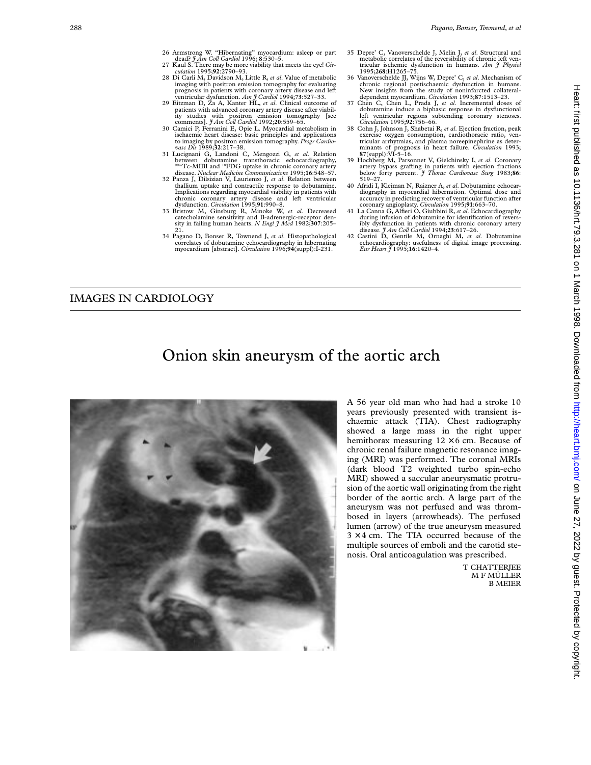26 Armstrong W. "Hibernating" myocardium: asleep or part dead? *J Am Coll Cardiol* 1996; **8**:530–5.

27 Kaul S. There may be more viability that meets the eye! *Circulation* 1995;**92**:2790–93.

28 Di Carli M, Davidson M, Little R, *et al*. Value of metabolic imaging with positron emission tomography for evaluating prognosis in patients with coronary artery disease and left ventricular dysfunction. *Am J Cardiol* 1994;**73**:527–33.

29 Eitzman D, Za A, Kanter HL, *et al*. Clinical outcome of patients with advanced coronary artery disease after viability studies with positron emission tomography [see comments]. *J Am Coll Cardiol* 1992;**20**:559–65.

30 Camici P, Ferranini E, Opie L. Myocardial metabolism in ischaemic heart disease: basic principles and applications to imaging by positron emission tomography. *Progr Cardiovasc Dis* 1989;**32**:217–38.

31 Lucignani G, Landoni C, Mengozzi G, *et al*. Relation between dobutamine transthoracic echocardiography, $^{99m}$Tc-MIBI and $^{18}$FDG uptake in chronic coronary artery disease. *Nuclear Medicine Communications* 1995;**16**:548–57.

32 Panza J, Dilsizian V, Laurienzo J, *et al*. Relation between thallium uptake and contractile response to dobutamine. Implications regarding myocardial viability in patients with chronic coronary artery disease and left ventricular dysfunction. *Circulation* 1995;**91**:990–8.

33 Bristow M, Ginsburg R, Minoke W, *et al*. Decreased catecholamine sensitivity and B-adrenergic-receptor density in failing human hearts. *N Engl J Med* 1982;**307**:205–21.

34 Pagano D, Bonser R, Townend J, *et al*. Histopathological correlates of dobutamine echocardiography in hibernating myocardium [abstract]. *Circulation* 1996;**94**(suppl):I-231.

35 Depre' C, Vanoverschelde J, Melin J, *et al*. Structural and metabolic correlates of the reversibility of chronic left ventricular ischemic dysfunction in humans. *Am J Physiol* 1995;**268**:H1265–75.

36 Vanoverschelde JJ, Wijns W, Depre' C, *et al*. Mechanism of chronic regional postischaemic dysfunction in humans. New insights from the study of noninfarcted collateral-dependent myocardium. *Circulation* 1993;**87**:1513–23.

37 Chen C, Chen L, Prada J, *et al*. Incremental doses of dobutamine induce a biphasic response in dysfunctional left ventricular regions subtending coronary stenoses. *Circulation* 1995;**92**:756–66.

38 Cohn J, Johnson J, Shabetai R, *et al*. Ejection fraction, peak exercise oxygen consumption, cardiothoracic ratio, ventricular arrhythmias, and plasma norepinephrine as determinants of prognosis in heart failure. *Circulation* 1993; **87**(suppl):VI-5–16.

39 Hochberg M, Parsonnet V, Gielchinsky I, *et al*. Coronary artery bypass grafting in patients with ejection fractions below forty percent. *J Thorac Cardiovasc Surg* 1983;**86**: 519–27.

40 Afridi I, Kleiman N, Raizner A, *et al*. Dobutamine echocardiography in myocardial hibernation. Optimal dose and accuracy in predicting recovery of ventricular function after coronary angioplasty. *Circulation* 1995;**91**:663–70.

41 La Canna G, Alfieri O, Giubbini R, *et al*. Echocardiography during infusion of dobutamine for identification of reversibly dysfunction in patients with chronic coronary artery disease. *J Am Coll Cardiol* 1994;**23**:617–26.

42 Castini D, Gentile M, Ornaghi M, *et al*. Dobutamine echocardiography: usefulness of digital image processing. *Eur Heart J* 1995;**16**:1420–4.

## IMAGES IN CARDIOLOGY

# Onion skin aneurysm of the aortic arch

A 56 year old man who had had a stroke 10 years previously presented with transient ischaemic attack (TIA). Chest radiography showed a large mass in the right upper hemithorax measuring 12 × 6 cm. Because of chronic renal failure magnetic resonance imaging (MRI) was performed. The coronal MRIs (dark blood T2 weighted turbo spin-echo MRI) showed a saccular aneurysmatic protrusion of the aortic wall originating from the right border of the aortic arch. A large part of the aneurysm was not perfused and was thrombosed in layers (arrowheads). The perfused lumen (arrow) of the true aneurysm measured 3 × 4 cm. The TIA occurred because of the multiple sources of emboli and the carotid stenosis. Oral anticoagulation was prescribed.

T CHATTERJEE
M F MÜLLER
B MEIER